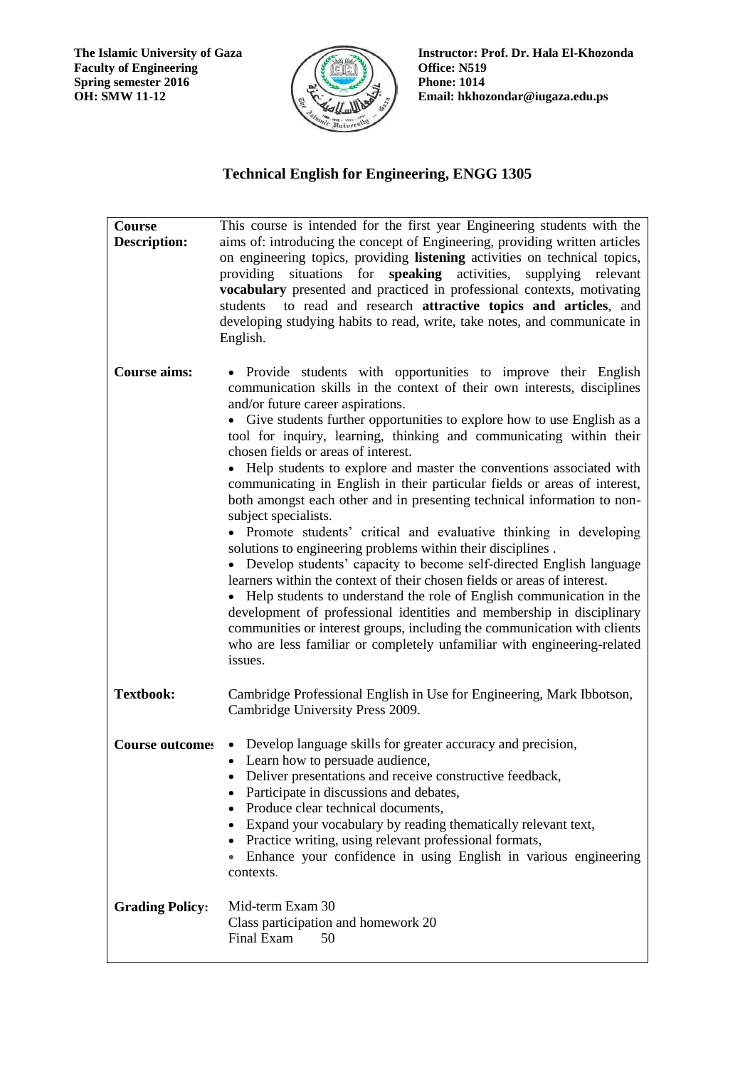**The Islamic University of Gaza**
**Faculty of Engineering**
**Spring semester 2016**
**OH: SMW 11-12**

**Instructor: Prof. Dr. Hala El-Khozonda**
**Office: N519**
**Phone: 1014**
**Email: hkhozondar@iugaza.edu.ps**

# Technical English for Engineering, ENGG 1305

| | |
|---|---|
| **Course Description:** | This course is intended for the first year Engineering students with the aims of: introducing the concept of Engineering, providing written articles on engineering topics, providing **listening** activities on technical topics, providing situations for **speaking** activities, supplying relevant **vocabulary** presented and practiced in professional contexts, motivating students to read and research **attractive topics and articles**, and developing studying habits to read, write, take notes, and communicate in English. |
| **Course aims:** | • Provide students with opportunities to improve their English communication skills in the context of their own interests, disciplines and/or future career aspirations.<br>• Give students further opportunities to explore how to use English as a tool for inquiry, learning, thinking and communicating within their chosen fields or areas of interest.<br>• Help students to explore and master the conventions associated with communicating in English in their particular fields or areas of interest, both amongst each other and in presenting technical information to non-subject specialists.<br>• Promote students' critical and evaluative thinking in developing solutions to engineering problems within their disciplines .<br>• Develop students' capacity to become self-directed English language learners within the context of their chosen fields or areas of interest.<br>• Help students to understand the role of English communication in the development of professional identities and membership in disciplinary communities or interest groups, including the communication with clients who are less familiar or completely unfamiliar with engineering-related issues. |
| **Textbook:** | Cambridge Professional English in Use for Engineering, Mark Ibbotson, Cambridge University Press 2009. |
| **Course outcomes** | • Develop language skills for greater accuracy and precision,<br>• Learn how to persuade audience,<br>• Deliver presentations and receive constructive feedback,<br>• Participate in discussions and debates,<br>• Produce clear technical documents,<br>• Expand your vocabulary by reading thematically relevant text,<br>• Practice writing, using relevant professional formats,<br>• Enhance your confidence in using English in various engineering contexts. |
| **Grading Policy:** | Mid-term Exam 30<br>Class participation and homework 20<br>Final Exam 50 |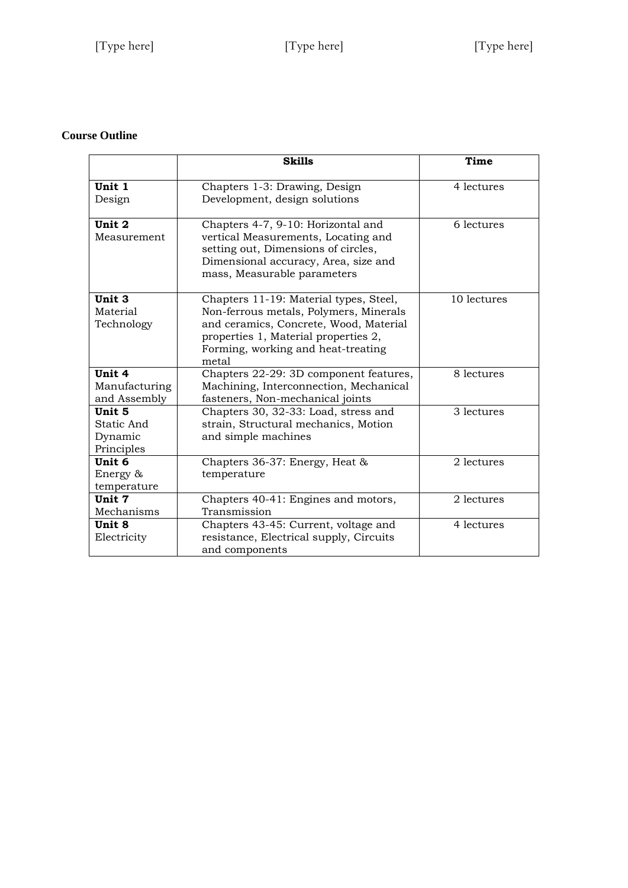**Course Outline**

| | Skills | Time |
|---|---|---|
| **Unit 1** Design | Chapters 1-3: Drawing, Design Development, design solutions | 4 lectures |
| **Unit 2** Measurement | Chapters 4-7, 9-10: Horizontal and vertical Measurements, Locating and setting out, Dimensions of circles, Dimensional accuracy, Area, size and mass, Measurable parameters | 6 lectures |
| **Unit 3** Material Technology | Chapters 11-19: Material types, Steel, Non-ferrous metals, Polymers, Minerals and ceramics, Concrete, Wood, Material properties 1, Material properties 2, Forming, working and heat-treating metal | 10 lectures |
| **Unit 4** Manufacturing and Assembly | Chapters 22-29: 3D component features, Machining, Interconnection, Mechanical fasteners, Non-mechanical joints | 8 lectures |
| **Unit 5** Static And Dynamic Principles | Chapters 30, 32-33: Load, stress and strain, Structural mechanics, Motion and simple machines | 3 lectures |
| **Unit 6** Energy & temperature | Chapters 36-37: Energy, Heat & temperature | 2 lectures |
| **Unit 7** Mechanisms | Chapters 40-41: Engines and motors, Transmission | 2 lectures |
| **Unit 8** Electricity | Chapters 43-45: Current, voltage and resistance, Electrical supply, Circuits and components | 4 lectures |